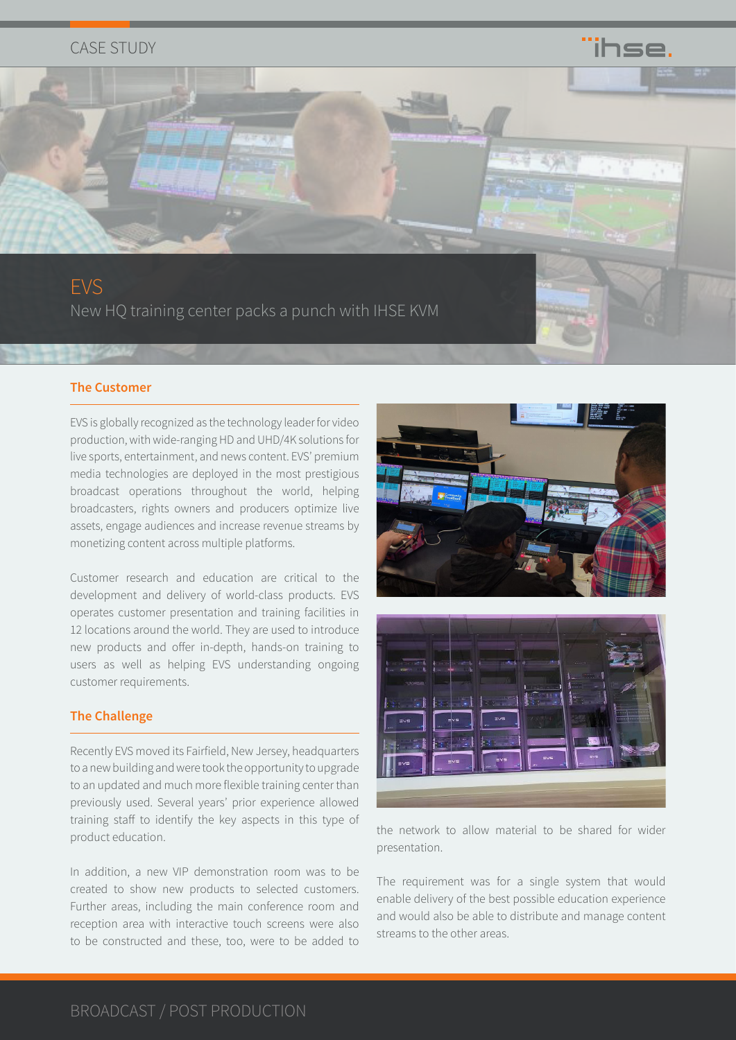CASE STUDY

# EVS

## New HQ training center packs a punch with IHSE KVM

### The Customer

EVS is globally recognized as the technology leader for video production, with wide-ranging HD and UHD/4K solutions for live sports, entertainment, and news content. EVS' premium media technologies are deployed in the most prestigious broadcast operations throughout the world, helping broadcasters, rights owners and producers optimize live assets, engage audiences and increase revenue streams by monetizing content across multiple platforms.

Customer research and education are critical to the development and delivery of world-class products. EVS operates customer presentation and training facilities in 12 locations around the world. They are used to introduce new products and offer in-depth, hands-on training to users as well as helping EVS understanding ongoing customer requirements.

### The Challenge

Recently EVS moved its Fairfield, New Jersey, headquarters to a new building and were took the opportunity to upgrade to an updated and much more flexible training center than previously used. Several years' prior experience allowed training staff to identify the key aspects in this type of product education.

In addition, a new VIP demonstration room was to be created to show new products to selected customers. Further areas, including the main conference room and reception area with interactive touch screens were also to be constructed and these, too, were to be added to the network to allow material to be shared for wider presentation.

The requirement was for a single system that would enable delivery of the best possible education experience and would also be able to distribute and manage content streams to the other areas.

BROADCAST / POST PRODUCTION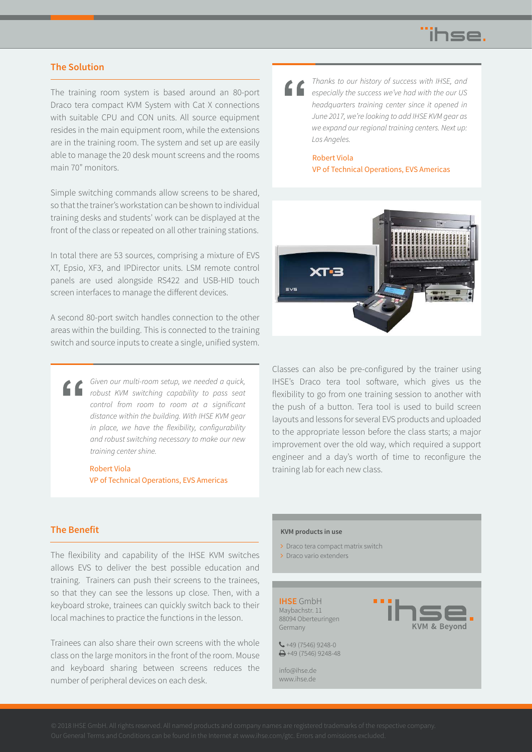## The Solution

The training room system is based around an 80-port Draco tera compact KVM System with Cat X connections with suitable CPU and CON units. All source equipment resides in the main equipment room, while the extensions are in the training room. The system and set up are easily able to manage the 20 desk mount screens and the rooms main 70" monitors.

Simple switching commands allow screens to be shared, so that the trainer's workstation can be shown to individual training desks and students' work can be displayed at the front of the class or repeated on all other training stations.

In total there are 53 sources, comprising a mixture of EVS XT, Epsio, XF3, and IPDirector units. LSM remote control panels are used alongside RS422 and USB-HID touch screen interfaces to manage the different devices.

A second 80-port switch handles connection to the other areas within the building. This is connected to the training switch and source inputs to create a single, unified system.

> *Given our multi-room setup, we needed a quick, robust KVM switching capability to pass seat control from room to room at a significant distance within the building. With IHSE KVM gear in place, we have the flexibility, configurability and robust switching necessary to make our new training center shine.*
>
> Robert Viola
> VP of Technical Operations, EVS Americas

> *Thanks to our history of success with IHSE, and especially the success we've had with the our US headquarters training center since it opened in June 2017, we're looking to add IHSE KVM gear as we expand our regional training centers. Next up: Los Angeles.*
>
> Robert Viola
> VP of Technical Operations, EVS Americas

Classes can also be pre-configured by the trainer using IHSE's Draco tera tool software, which gives us the flexibility to go from one training session to another with the push of a button. Tera tool is used to build screen layouts and lessons for several EVS products and uploaded to the appropriate lesson before the class starts; a major improvement over the old way, which required a support engineer and a day's worth of time to reconfigure the training lab for each new class.

## The Benefit

The flexibility and capability of the IHSE KVM switches allows EVS to deliver the best possible education and training. Trainers can push their screens to the trainees, so that they can see the lessons up close. Then, with a keyboard stroke, trainees can quickly switch back to their local machines to practice the functions in the lesson.

Trainees can also share their own screens with the whole class on the large monitors in the front of the room. Mouse and keyboard sharing between screens reduces the number of peripheral devices on each desk.

**KVM products in use**

- Draco tera compact matrix switch
- Draco vario extenders

**IHSE** GmbH
Maybachstr. 11
88094 Oberteuringen
Germany

+49 (7546) 9248-0
+49 (7546) 9248-48

info@ihse.de
www.ihse.de

ihse. KVM & Beyond

© 2018 IHSE GmbH. All rights reserved. All named products and company names are registered trademarks of the respective company. Our General Terms and Conditions can be found in the Internet at www.ihse.com/gtc. Errors and omissions excluded.